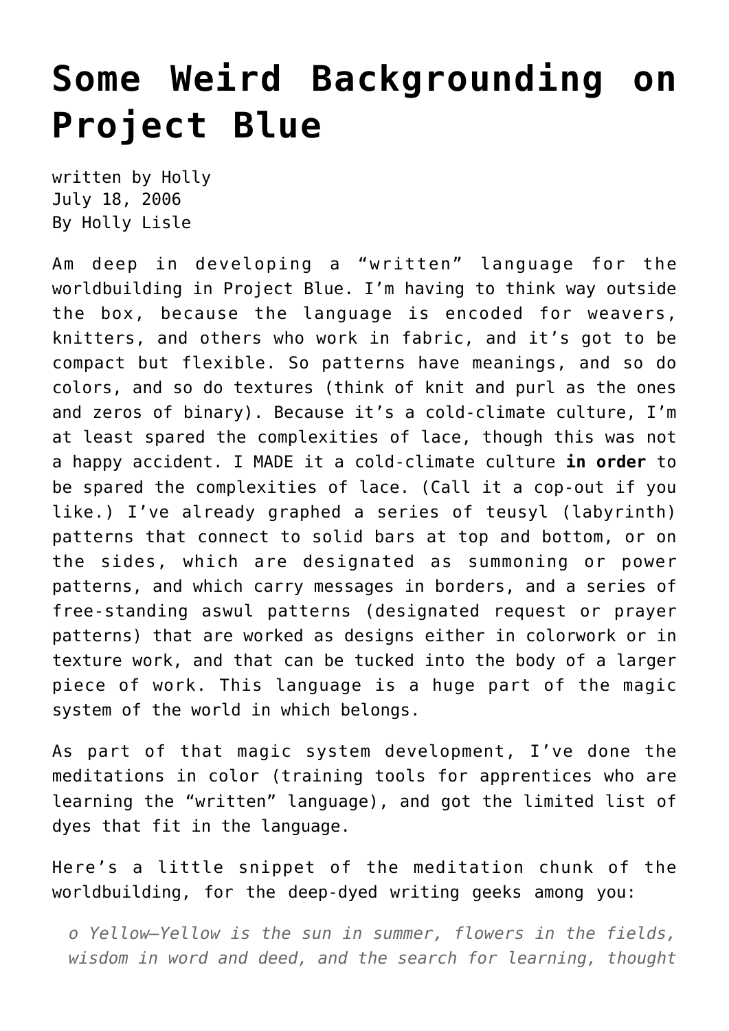# Some Weird Backgrounding on Project Blue

written by Holly
July 18, 2006
By Holly Lisle

Am deep in developing a "written" language for the worldbuilding in Project Blue. I'm having to think way outside the box, because the language is encoded for weavers, knitters, and others who work in fabric, and it's got to be compact but flexible. So patterns have meanings, and so do colors, and so do textures (think of knit and purl as the ones and zeros of binary). Because it's a cold-climate culture, I'm at least spared the complexities of lace, though this was not a happy accident. I MADE it a cold-climate culture **in order** to be spared the complexities of lace. (Call it a cop-out if you like.) I've already graphed a series of teusyl (labyrinth) patterns that connect to solid bars at top and bottom, or on the sides, which are designated as summoning or power patterns, and which carry messages in borders, and a series of free-standing aswul patterns (designated request or prayer patterns) that are worked as designs either in colorwork or in texture work, and that can be tucked into the body of a larger piece of work. This language is a huge part of the magic system of the world in which belongs.

As part of that magic system development, I've done the meditations in color (training tools for apprentices who are learning the "written" language), and got the limited list of dyes that fit in the language.

Here's a little snippet of the meditation chunk of the worldbuilding, for the deep-dyed writing geeks among you:

> *o Yellow—Yellow is the sun in summer, flowers in the fields, wisdom in word and deed, and the search for learning, thought*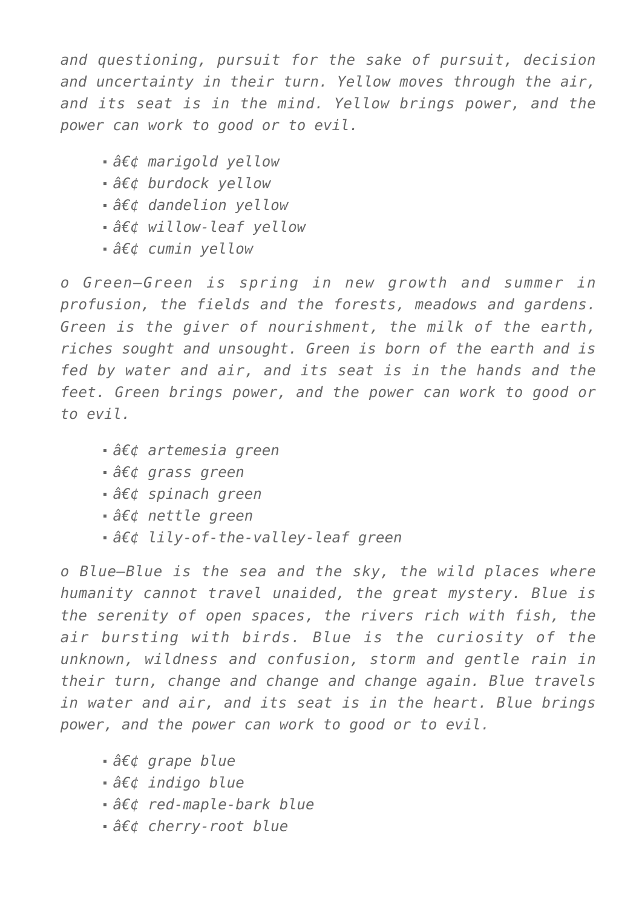*and questioning, pursuit for the sake of pursuit, decision and uncertainty in their turn. Yellow moves through the air, and its seat is in the mind. Yellow brings power, and the power can work to good or to evil.*

- *â€¢ marigold yellow*
- *â€¢ burdock yellow*
- *â€¢ dandelion yellow*
- *â€¢ willow-leaf yellow*
- *â€¢ cumin yellow*

*o Green—Green is spring in new growth and summer in profusion, the fields and the forests, meadows and gardens. Green is the giver of nourishment, the milk of the earth, riches sought and unsought. Green is born of the earth and is fed by water and air, and its seat is in the hands and the feet. Green brings power, and the power can work to good or to evil.*

- *â€¢ artemesia green*
- *â€¢ grass green*
- *â€¢ spinach green*
- *â€¢ nettle green*
- *â€¢ lily-of-the-valley-leaf green*

*o Blue—Blue is the sea and the sky, the wild places where humanity cannot travel unaided, the great mystery. Blue is the serenity of open spaces, the rivers rich with fish, the air bursting with birds. Blue is the curiosity of the unknown, wildness and confusion, storm and gentle rain in their turn, change and change and change again. Blue travels in water and air, and its seat is in the heart. Blue brings power, and the power can work to good or to evil.*

- *â€¢ grape blue*
- *â€¢ indigo blue*
- *â€¢ red-maple-bark blue*
- *â€¢ cherry-root blue*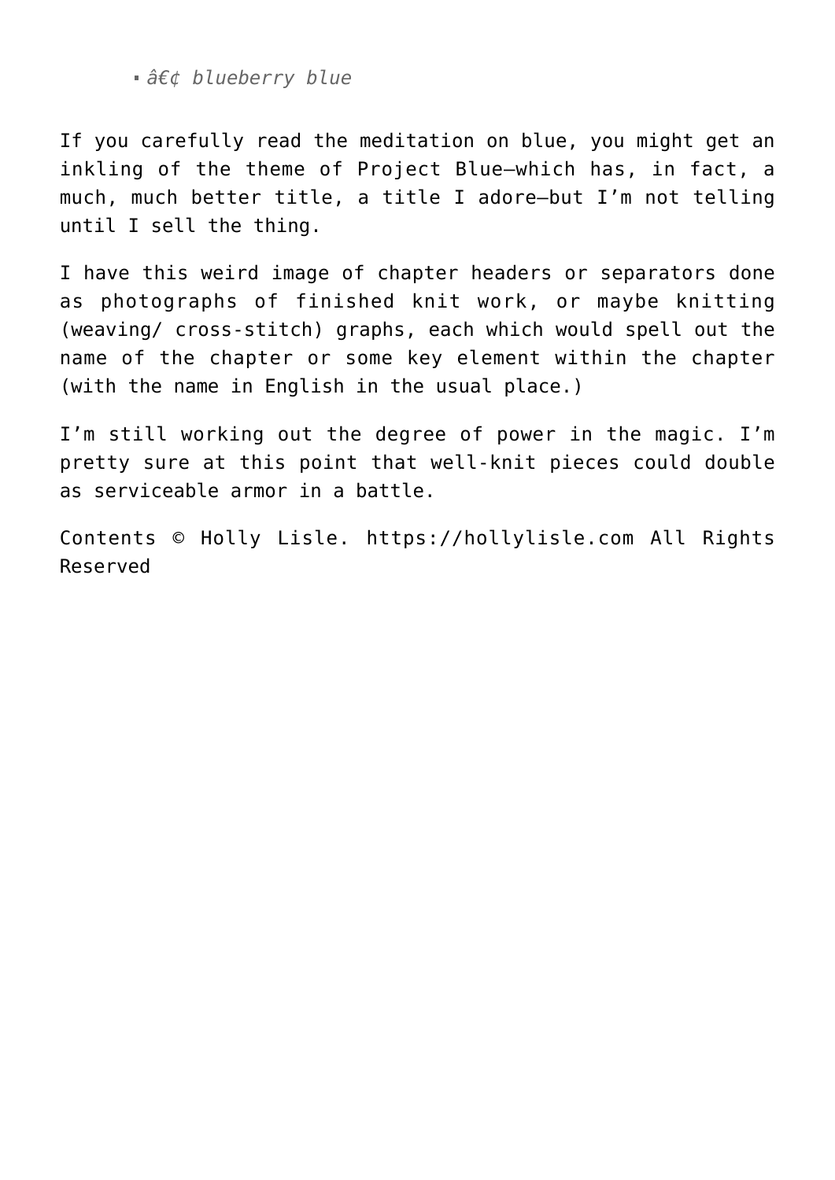- *â€¢ blueberry blue*

If you carefully read the meditation on blue, you might get an inkling of the theme of Project Blue—which has, in fact, a much, much better title, a title I adore—but I'm not telling until I sell the thing.

I have this weird image of chapter headers or separators done as photographs of finished knit work, or maybe knitting (weaving/ cross-stitch) graphs, each which would spell out the name of the chapter or some key element within the chapter (with the name in English in the usual place.)

I'm still working out the degree of power in the magic. I'm pretty sure at this point that well-knit pieces could double as serviceable armor in a battle.

Contents © Holly Lisle. https://hollylisle.com All Rights Reserved